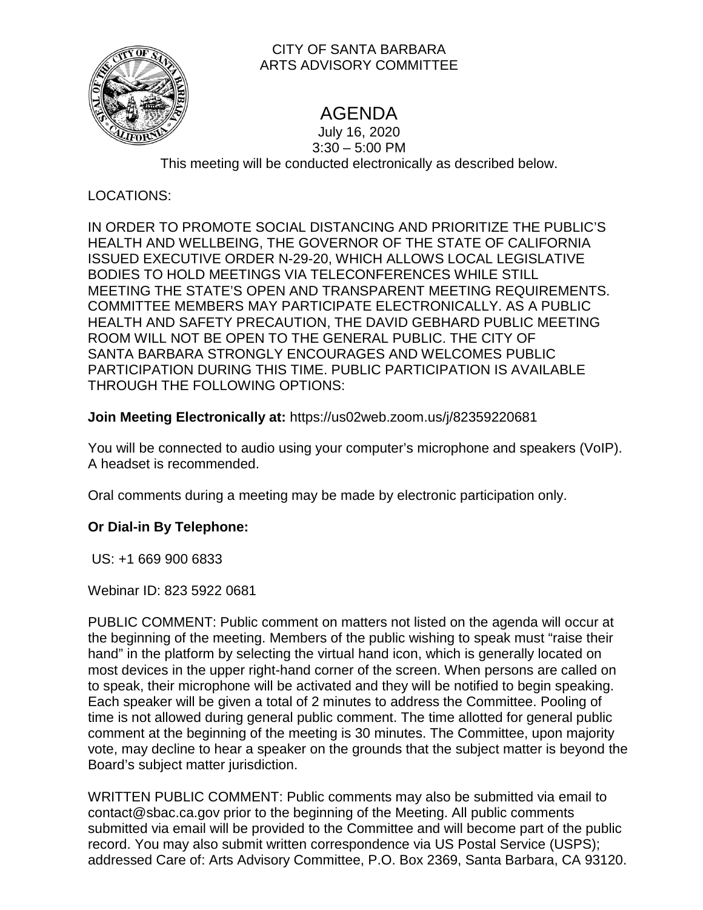CITY OF SANTA BARBARA
ARTS ADVISORY COMMITTEE

# AGENDA

July 16, 2020
3:30 – 5:00 PM

This meeting will be conducted electronically as described below.

LOCATIONS:

IN ORDER TO PROMOTE SOCIAL DISTANCING AND PRIORITIZE THE PUBLIC'S HEALTH AND WELLBEING, THE GOVERNOR OF THE STATE OF CALIFORNIA ISSUED EXECUTIVE ORDER N-29-20, WHICH ALLOWS LOCAL LEGISLATIVE BODIES TO HOLD MEETINGS VIA TELECONFERENCES WHILE STILL MEETING THE STATE'S OPEN AND TRANSPARENT MEETING REQUIREMENTS. COMMITTEE MEMBERS MAY PARTICIPATE ELECTRONICALLY. AS A PUBLIC HEALTH AND SAFETY PRECAUTION, THE DAVID GEBHARD PUBLIC MEETING ROOM WILL NOT BE OPEN TO THE GENERAL PUBLIC. THE CITY OF SANTA BARBARA STRONGLY ENCOURAGES AND WELCOMES PUBLIC PARTICIPATION DURING THIS TIME. PUBLIC PARTICIPATION IS AVAILABLE THROUGH THE FOLLOWING OPTIONS:

**Join Meeting Electronically at:** https://us02web.zoom.us/j/82359220681

You will be connected to audio using your computer's microphone and speakers (VoIP). A headset is recommended.

Oral comments during a meeting may be made by electronic participation only.

**Or Dial-in By Telephone:**

US: +1 669 900 6833

Webinar ID: 823 5922 0681

PUBLIC COMMENT: Public comment on matters not listed on the agenda will occur at the beginning of the meeting. Members of the public wishing to speak must "raise their hand" in the platform by selecting the virtual hand icon, which is generally located on most devices in the upper right-hand corner of the screen. When persons are called on to speak, their microphone will be activated and they will be notified to begin speaking. Each speaker will be given a total of 2 minutes to address the Committee. Pooling of time is not allowed during general public comment. The time allotted for general public comment at the beginning of the meeting is 30 minutes. The Committee, upon majority vote, may decline to hear a speaker on the grounds that the subject matter is beyond the Board's subject matter jurisdiction.

WRITTEN PUBLIC COMMENT: Public comments may also be submitted via email to contact@sbac.ca.gov prior to the beginning of the Meeting. All public comments submitted via email will be provided to the Committee and will become part of the public record. You may also submit written correspondence via US Postal Service (USPS); addressed Care of: Arts Advisory Committee, P.O. Box 2369, Santa Barbara, CA 93120.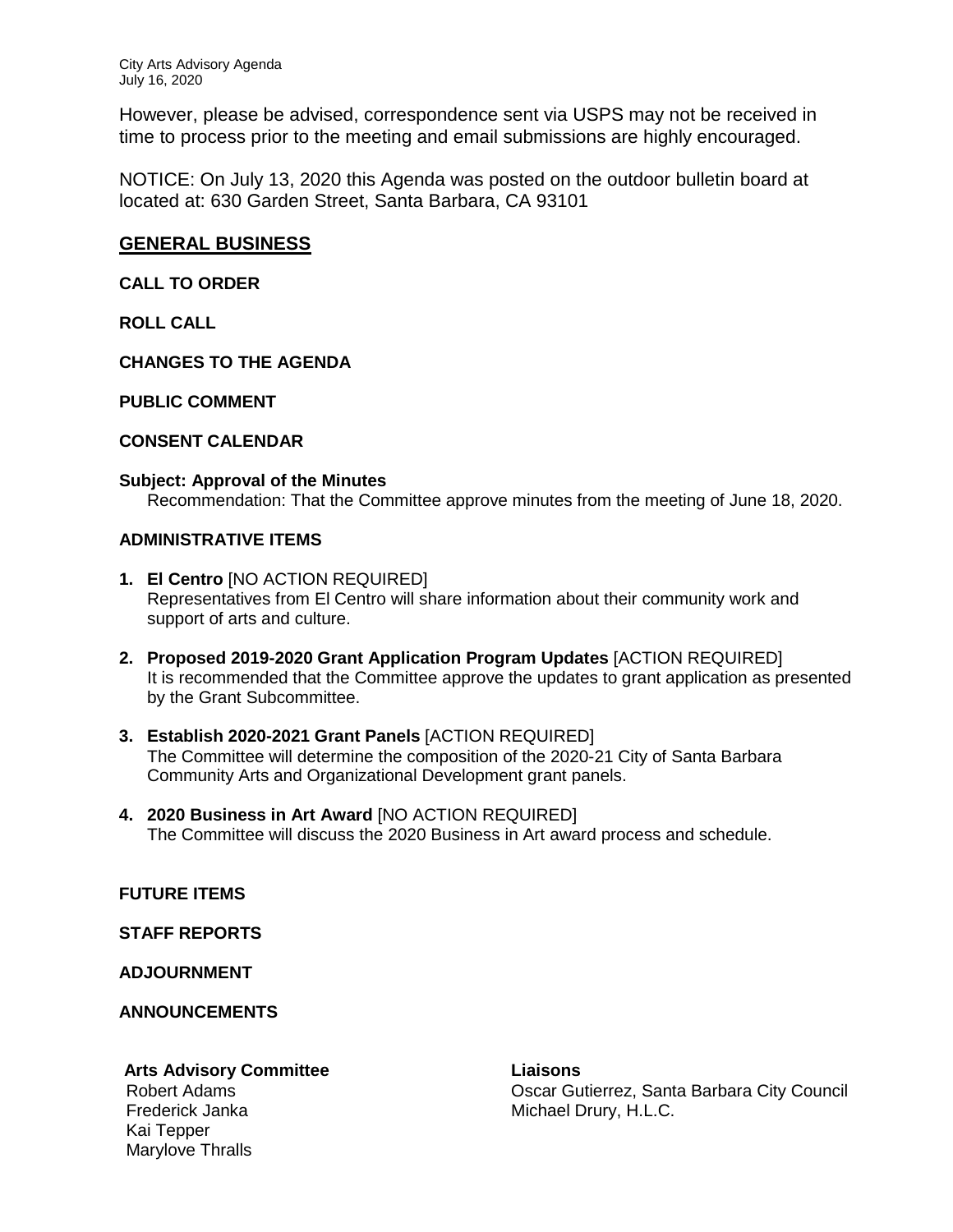However, please be advised, correspondence sent via USPS may not be received in time to process prior to the meeting and email submissions are highly encouraged.

NOTICE: On July 13, 2020 this Agenda was posted on the outdoor bulletin board at located at: 630 Garden Street, Santa Barbara, CA 93101

## GENERAL BUSINESS

**CALL TO ORDER**

**ROLL CALL**

**CHANGES TO THE AGENDA**

**PUBLIC COMMENT**

**CONSENT CALENDAR**

**Subject: Approval of the Minutes**
Recommendation: That the Committee approve minutes from the meeting of June 18, 2020.

**ADMINISTRATIVE ITEMS**

1. **El Centro** [NO ACTION REQUIRED]
   Representatives from El Centro will share information about their community work and support of arts and culture.

2. **Proposed 2019-2020 Grant Application Program Updates** [ACTION REQUIRED]
   It is recommended that the Committee approve the updates to grant application as presented by the Grant Subcommittee.

3. **Establish 2020-2021 Grant Panels** [ACTION REQUIRED]
   The Committee will determine the composition of the 2020-21 City of Santa Barbara Community Arts and Organizational Development grant panels.

4. **2020 Business in Art Award** [NO ACTION REQUIRED]
   The Committee will discuss the 2020 Business in Art award process and schedule.

**FUTURE ITEMS**

**STAFF REPORTS**

**ADJOURNMENT**

**ANNOUNCEMENTS**

**Arts Advisory Committee**
Robert Adams
Frederick Janka
Kai Tepper
Marylove Thralls

**Liaisons**
Oscar Gutierrez, Santa Barbara City Council
Michael Drury, H.L.C.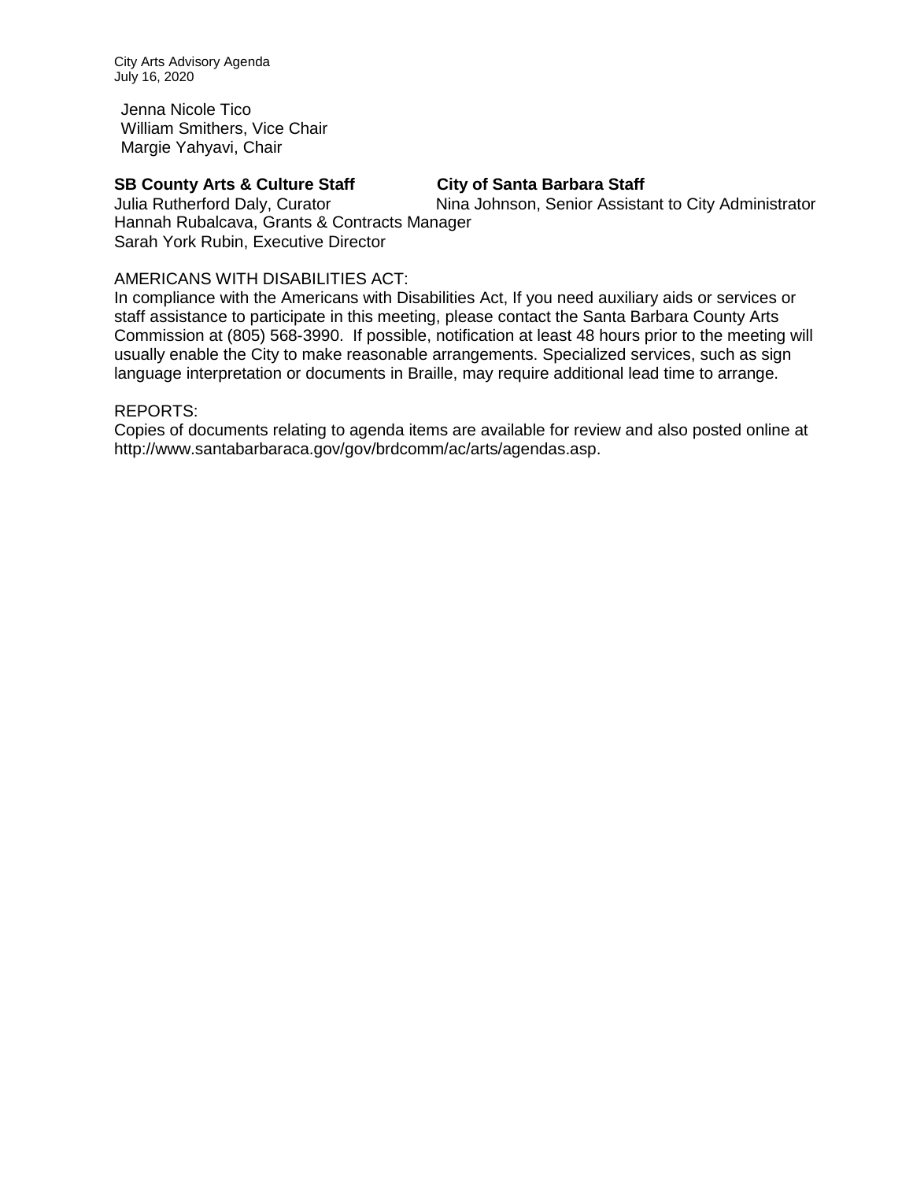Jenna Nicole Tico
William Smithers, Vice Chair
Margie Yahyavi, Chair

**SB County Arts & Culture Staff**

Julia Rutherford Daly, Curator
Hannah Rubalcava, Grants & Contracts Manager
Sarah York Rubin, Executive Director

**City of Santa Barbara Staff**

Nina Johnson, Senior Assistant to City Administrator

AMERICANS WITH DISABILITIES ACT:
In compliance with the Americans with Disabilities Act, If you need auxiliary aids or services or staff assistance to participate in this meeting, please contact the Santa Barbara County Arts Commission at (805) 568-3990. If possible, notification at least 48 hours prior to the meeting will usually enable the City to make reasonable arrangements. Specialized services, such as sign language interpretation or documents in Braille, may require additional lead time to arrange.

REPORTS:
Copies of documents relating to agenda items are available for review and also posted online at http://www.santabarbaraca.gov/gov/brdcomm/ac/arts/agendas.asp.